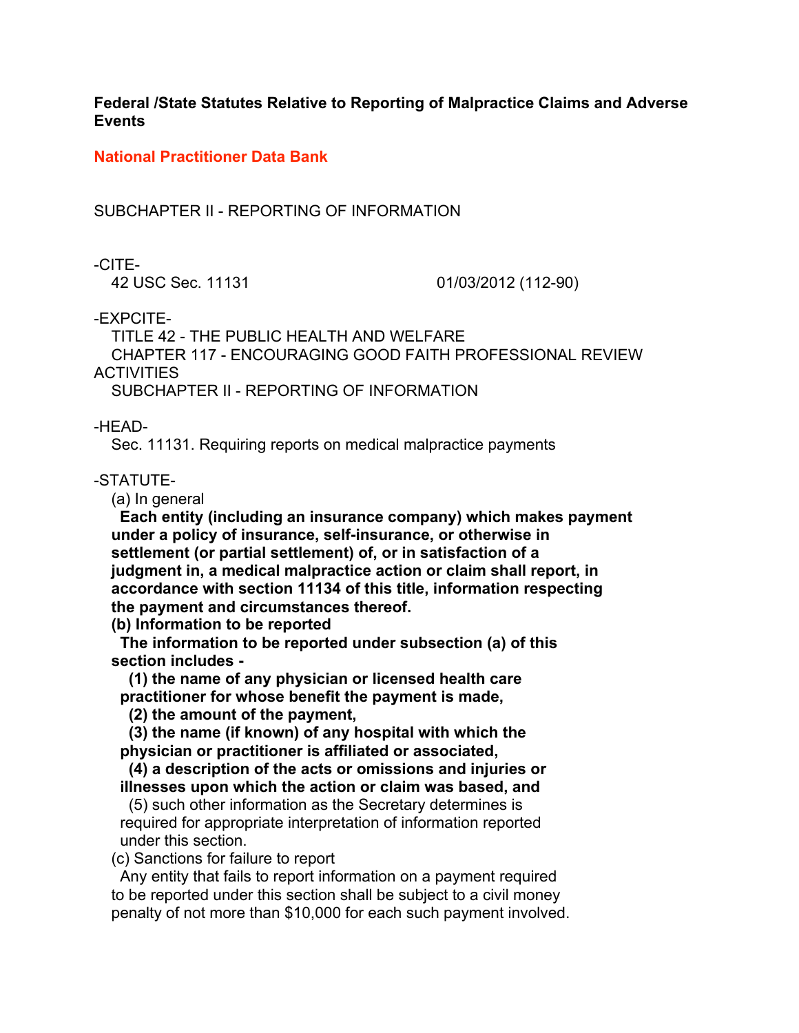**Federal /State Statutes Relative to Reporting of Malpractice Claims and Adverse Events**

**National Practitioner Data Bank**

SUBCHAPTER II - REPORTING OF INFORMATION

-CITE-

42 USC Sec. 11131 01/03/2012 (112-90)

-EXPCITE-

TITLE 42 - THE PUBLIC HEALTH AND WELFARE

CHAPTER 117 - ENCOURAGING GOOD FAITH PROFESSIONAL REVIEW ACTIVITIES

SUBCHAPTER II - REPORTING OF INFORMATION

-HEAD-

Sec. 11131. Requiring reports on medical malpractice payments

-STATUTE-

(a) In general

**Each entity (including an insurance company) which makes payment under a policy of insurance, self-insurance, or otherwise in settlement (or partial settlement) of, or in satisfaction of a judgment in, a medical malpractice action or claim shall report, in accordance with section 11134 of this title, information respecting the payment and circumstances thereof.**

**(b) Information to be reported**

**The information to be reported under subsection (a) of this section includes -**

**(1) the name of any physician or licensed health care practitioner for whose benefit the payment is made,**

**(2) the amount of the payment,**

**(3) the name (if known) of any hospital with which the physician or practitioner is affiliated or associated,**

**(4) a description of the acts or omissions and injuries or illnesses upon which the action or claim was based, and**

(5) such other information as the Secretary determines is required for appropriate interpretation of information reported under this section.

(c) Sanctions for failure to report

Any entity that fails to report information on a payment required to be reported under this section shall be subject to a civil money penalty of not more than $10,000 for each such payment involved.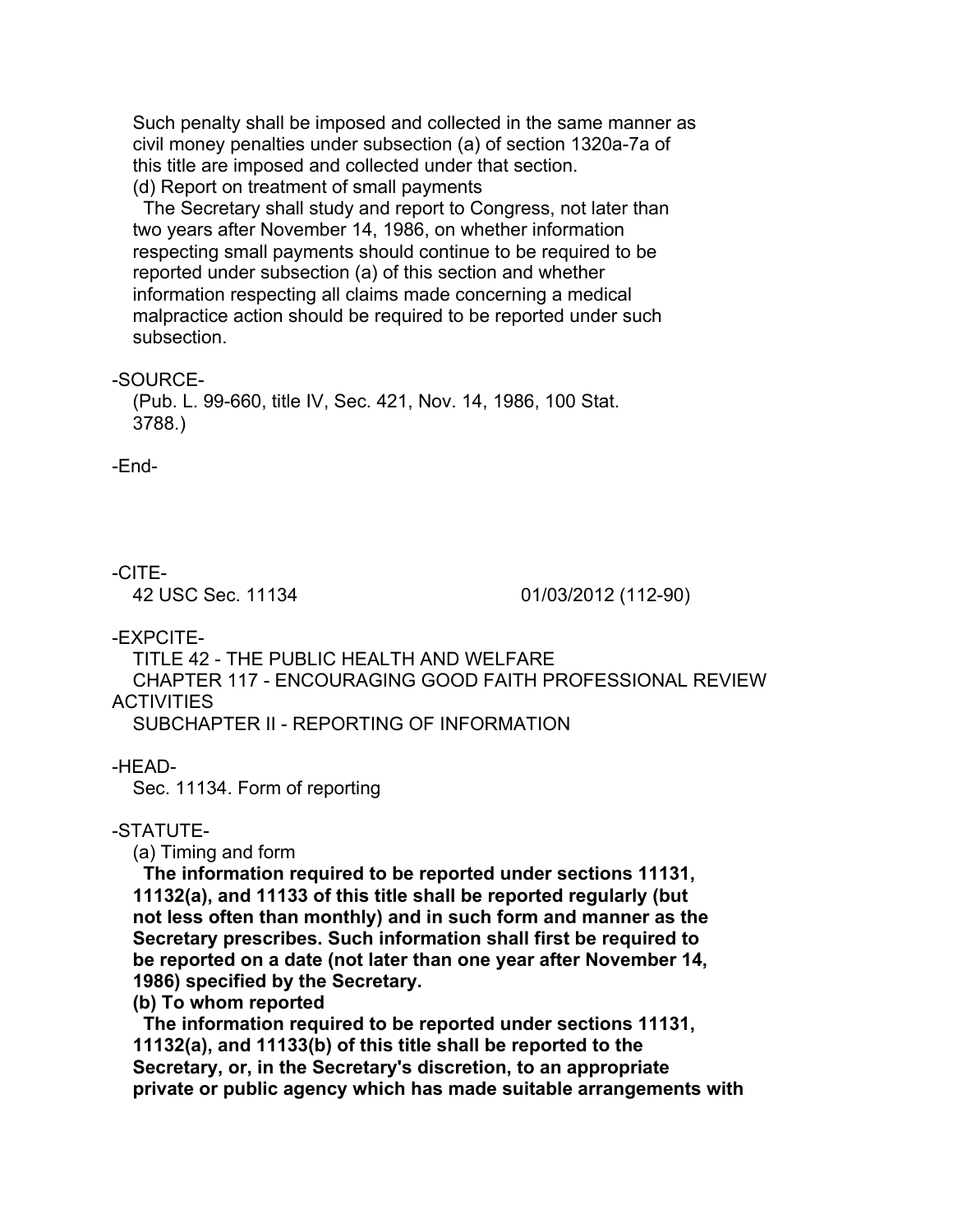Such penalty shall be imposed and collected in the same manner as civil money penalties under subsection (a) of section 1320a-7a of this title are imposed and collected under that section.

(d) Report on treatment of small payments

The Secretary shall study and report to Congress, not later than two years after November 14, 1986, on whether information respecting small payments should continue to be required to be reported under subsection (a) of this section and whether information respecting all claims made concerning a medical malpractice action should be required to be reported under such subsection.

-SOURCE-

(Pub. L. 99-660, title IV, Sec. 421, Nov. 14, 1986, 100 Stat. 3788.)

-End-

-CITE-

42 USC Sec. 11134 01/03/2012 (112-90)

-EXPCITE-

TITLE 42 - THE PUBLIC HEALTH AND WELFARE
CHAPTER 117 - ENCOURAGING GOOD FAITH PROFESSIONAL REVIEW ACTIVITIES
SUBCHAPTER II - REPORTING OF INFORMATION

-HEAD-

Sec. 11134. Form of reporting

-STATUTE-

(a) Timing and form

**The information required to be reported under sections 11131, 11132(a), and 11133 of this title shall be reported regularly (but not less often than monthly) and in such form and manner as the Secretary prescribes. Such information shall first be required to be reported on a date (not later than one year after November 14, 1986) specified by the Secretary.**

**(b) To whom reported**

**The information required to be reported under sections 11131, 11132(a), and 11133(b) of this title shall be reported to the Secretary, or, in the Secretary's discretion, to an appropriate private or public agency which has made suitable arrangements with**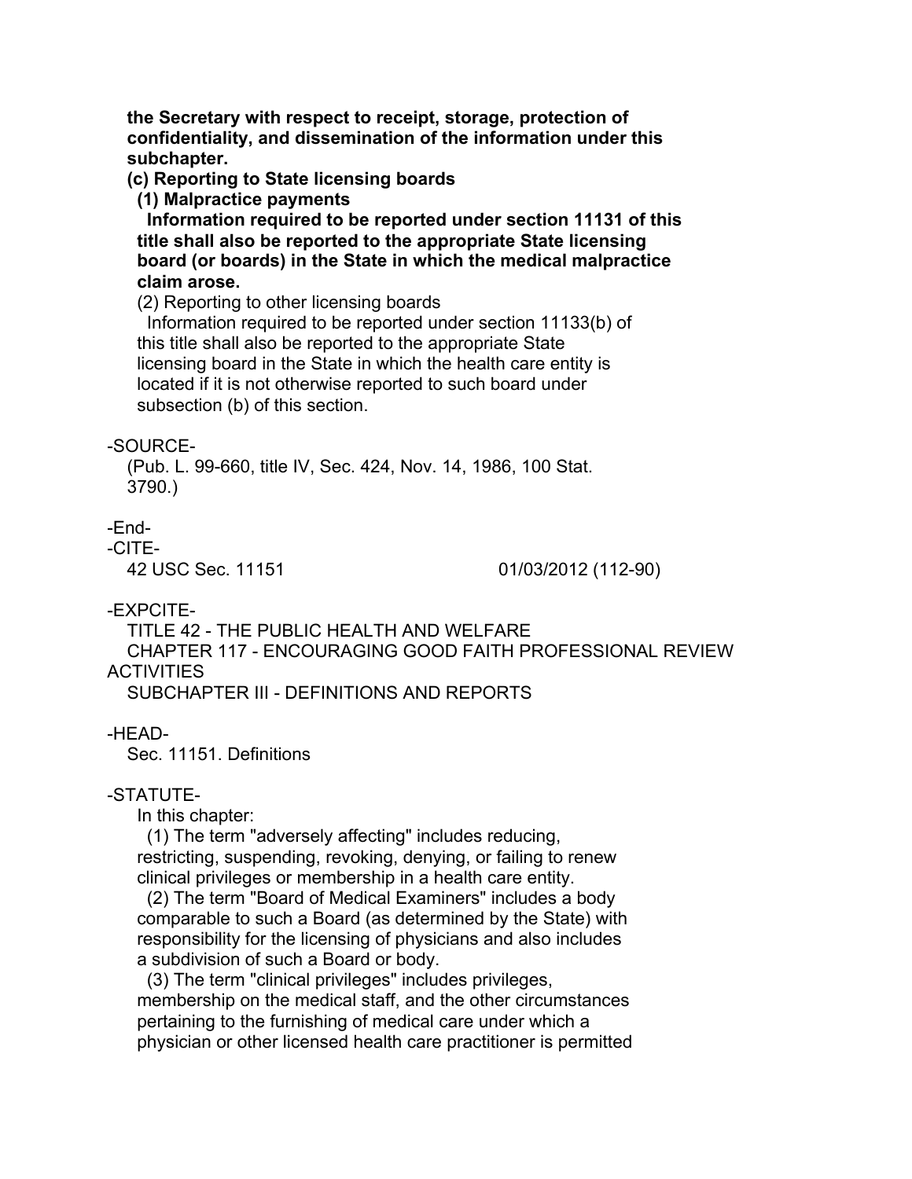**the Secretary with respect to receipt, storage, protection of confidentiality, and dissemination of the information under this subchapter.**

**(c) Reporting to State licensing boards**

**(1) Malpractice payments**

**Information required to be reported under section 11131 of this title shall also be reported to the appropriate State licensing board (or boards) in the State in which the medical malpractice claim arose.**

(2) Reporting to other licensing boards

Information required to be reported under section 11133(b) of this title shall also be reported to the appropriate State licensing board in the State in which the health care entity is located if it is not otherwise reported to such board under subsection (b) of this section.

-SOURCE-

(Pub. L. 99-660, title IV, Sec. 424, Nov. 14, 1986, 100 Stat. 3790.)

-End-

-CITE-

42 USC Sec. 11151 01/03/2012 (112-90)

-EXPCITE-

TITLE 42 - THE PUBLIC HEALTH AND WELFARE

CHAPTER 117 - ENCOURAGING GOOD FAITH PROFESSIONAL REVIEW ACTIVITIES

SUBCHAPTER III - DEFINITIONS AND REPORTS

-HEAD-

Sec. 11151. Definitions

-STATUTE-

In this chapter:

(1) The term "adversely affecting" includes reducing, restricting, suspending, revoking, denying, or failing to renew clinical privileges or membership in a health care entity.

(2) The term "Board of Medical Examiners" includes a body comparable to such a Board (as determined by the State) with responsibility for the licensing of physicians and also includes a subdivision of such a Board or body.

(3) The term "clinical privileges" includes privileges, membership on the medical staff, and the other circumstances pertaining to the furnishing of medical care under which a physician or other licensed health care practitioner is permitted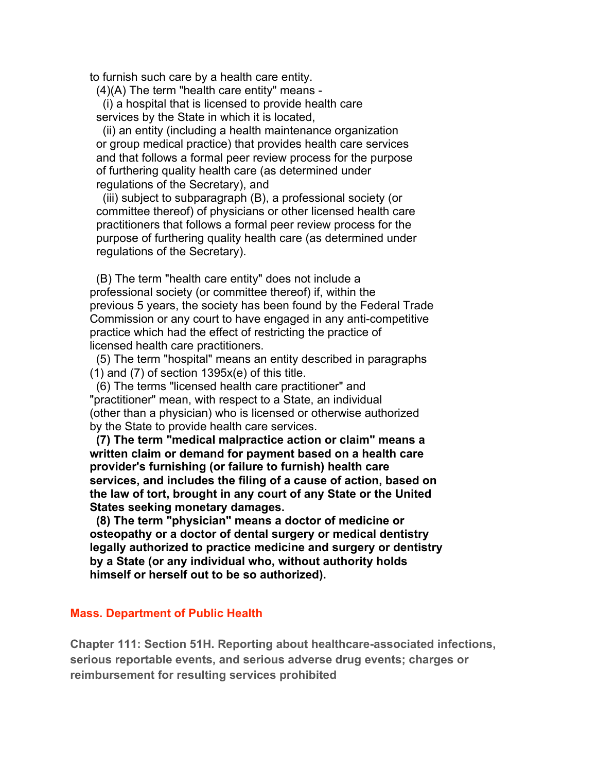to furnish such care by a health care entity.

(4)(A) The term "health care entity" means -

(i) a hospital that is licensed to provide health care services by the State in which it is located,

(ii) an entity (including a health maintenance organization or group medical practice) that provides health care services and that follows a formal peer review process for the purpose of furthering quality health care (as determined under regulations of the Secretary), and

(iii) subject to subparagraph (B), a professional society (or committee thereof) of physicians or other licensed health care practitioners that follows a formal peer review process for the purpose of furthering quality health care (as determined under regulations of the Secretary).

(B) The term "health care entity" does not include a professional society (or committee thereof) if, within the previous 5 years, the society has been found by the Federal Trade Commission or any court to have engaged in any anti-competitive practice which had the effect of restricting the practice of licensed health care practitioners.

(5) The term "hospital" means an entity described in paragraphs (1) and (7) of section 1395x(e) of this title.

(6) The terms "licensed health care practitioner" and "practitioner" mean, with respect to a State, an individual (other than a physician) who is licensed or otherwise authorized by the State to provide health care services.

**(7) The term "medical malpractice action or claim" means a written claim or demand for payment based on a health care provider's furnishing (or failure to furnish) health care services, and includes the filing of a cause of action, based on the law of tort, brought in any court of any State or the United States seeking monetary damages.**

**(8) The term "physician" means a doctor of medicine or osteopathy or a doctor of dental surgery or medical dentistry legally authorized to practice medicine and surgery or dentistry by a State (or any individual who, without authority holds himself or herself out to be so authorized).**

## Mass. Department of Public Health

### Chapter 111: Section 51H. Reporting about healthcare-associated infections, serious reportable events, and serious adverse drug events; charges or reimbursement for resulting services prohibited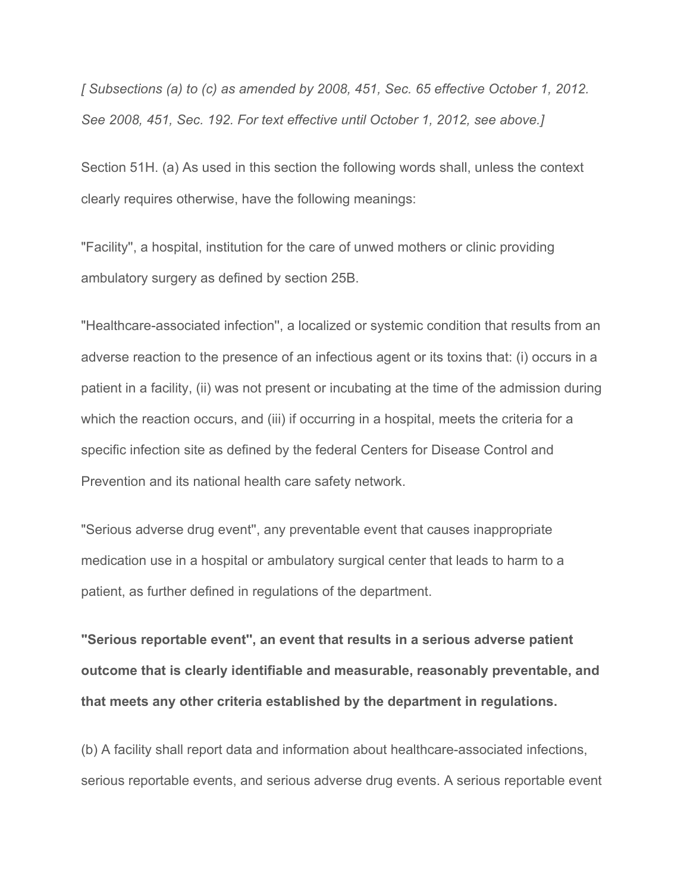*[ Subsections (a) to (c) as amended by 2008, 451, Sec. 65 effective October 1, 2012. See 2008, 451, Sec. 192. For text effective until October 1, 2012, see above.]*

Section 51H. (a) As used in this section the following words shall, unless the context clearly requires otherwise, have the following meanings:

''Facility'', a hospital, institution for the care of unwed mothers or clinic providing ambulatory surgery as defined by section 25B.

''Healthcare-associated infection'', a localized or systemic condition that results from an adverse reaction to the presence of an infectious agent or its toxins that: (i) occurs in a patient in a facility, (ii) was not present or incubating at the time of the admission during which the reaction occurs, and (iii) if occurring in a hospital, meets the criteria for a specific infection site as defined by the federal Centers for Disease Control and Prevention and its national health care safety network.

''Serious adverse drug event'', any preventable event that causes inappropriate medication use in a hospital or ambulatory surgical center that leads to harm to a patient, as further defined in regulations of the department.

**''Serious reportable event'', an event that results in a serious adverse patient outcome that is clearly identifiable and measurable, reasonably preventable, and that meets any other criteria established by the department in regulations.**

(b) A facility shall report data and information about healthcare-associated infections, serious reportable events, and serious adverse drug events. A serious reportable event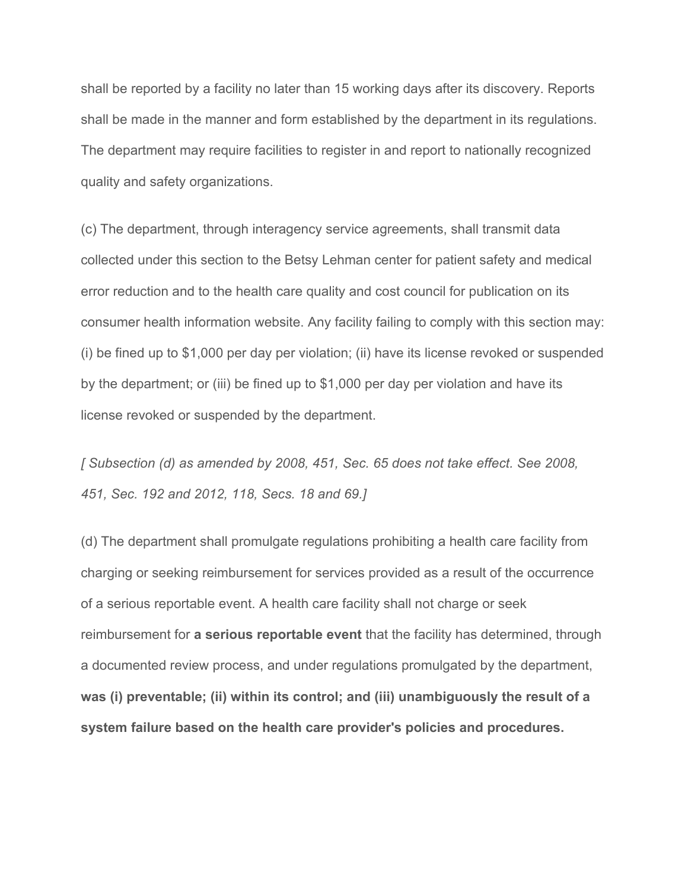shall be reported by a facility no later than 15 working days after its discovery. Reports shall be made in the manner and form established by the department in its regulations. The department may require facilities to register in and report to nationally recognized quality and safety organizations.

(c) The department, through interagency service agreements, shall transmit data collected under this section to the Betsy Lehman center for patient safety and medical error reduction and to the health care quality and cost council for publication on its consumer health information website. Any facility failing to comply with this section may: (i) be fined up to $1,000 per day per violation; (ii) have its license revoked or suspended by the department; or (iii) be fined up to $1,000 per day per violation and have its license revoked or suspended by the department.

*[ Subsection (d) as amended by 2008, 451, Sec. 65 does not take effect. See 2008, 451, Sec. 192 and 2012, 118, Secs. 18 and 69.]*

(d) The department shall promulgate regulations prohibiting a health care facility from charging or seeking reimbursement for services provided as a result of the occurrence of a serious reportable event. A health care facility shall not charge or seek reimbursement for **a serious reportable event** that the facility has determined, through a documented review process, and under regulations promulgated by the department, **was (i) preventable; (ii) within its control; and (iii) unambiguously the result of a system failure based on the health care provider's policies and procedures.**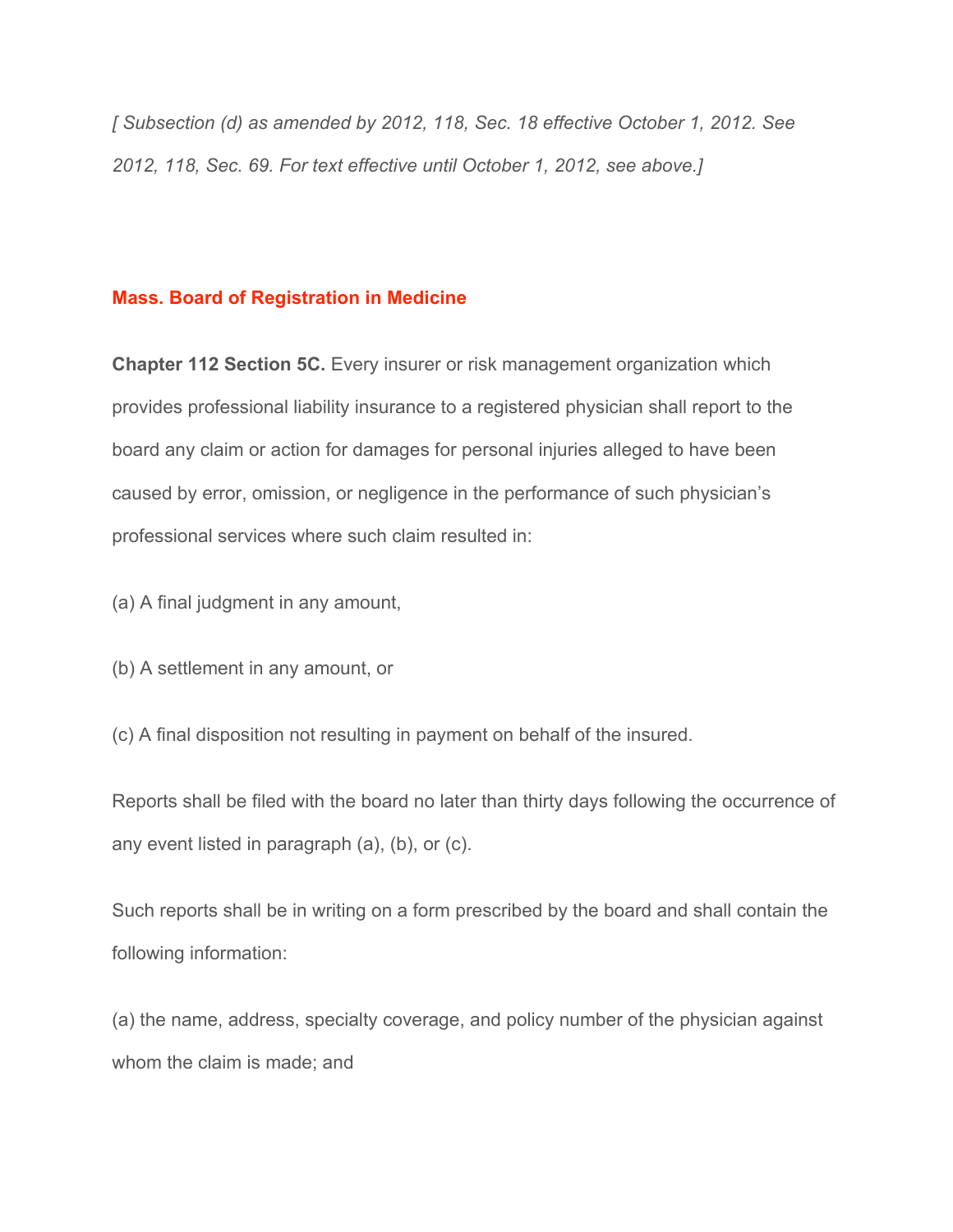*[ Subsection (d) as amended by 2012, 118, Sec. 18 effective October 1, 2012. See 2012, 118, Sec. 69. For text effective until October 1, 2012, see above.]*

## Mass. Board of Registration in Medicine

**Chapter 112 Section 5C.** Every insurer or risk management organization which provides professional liability insurance to a registered physician shall report to the board any claim or action for damages for personal injuries alleged to have been caused by error, omission, or negligence in the performance of such physician's professional services where such claim resulted in:

(a) A final judgment in any amount,

(b) A settlement in any amount, or

(c) A final disposition not resulting in payment on behalf of the insured.

Reports shall be filed with the board no later than thirty days following the occurrence of any event listed in paragraph (a), (b), or (c).

Such reports shall be in writing on a form prescribed by the board and shall contain the following information:

(a) the name, address, specialty coverage, and policy number of the physician against whom the claim is made; and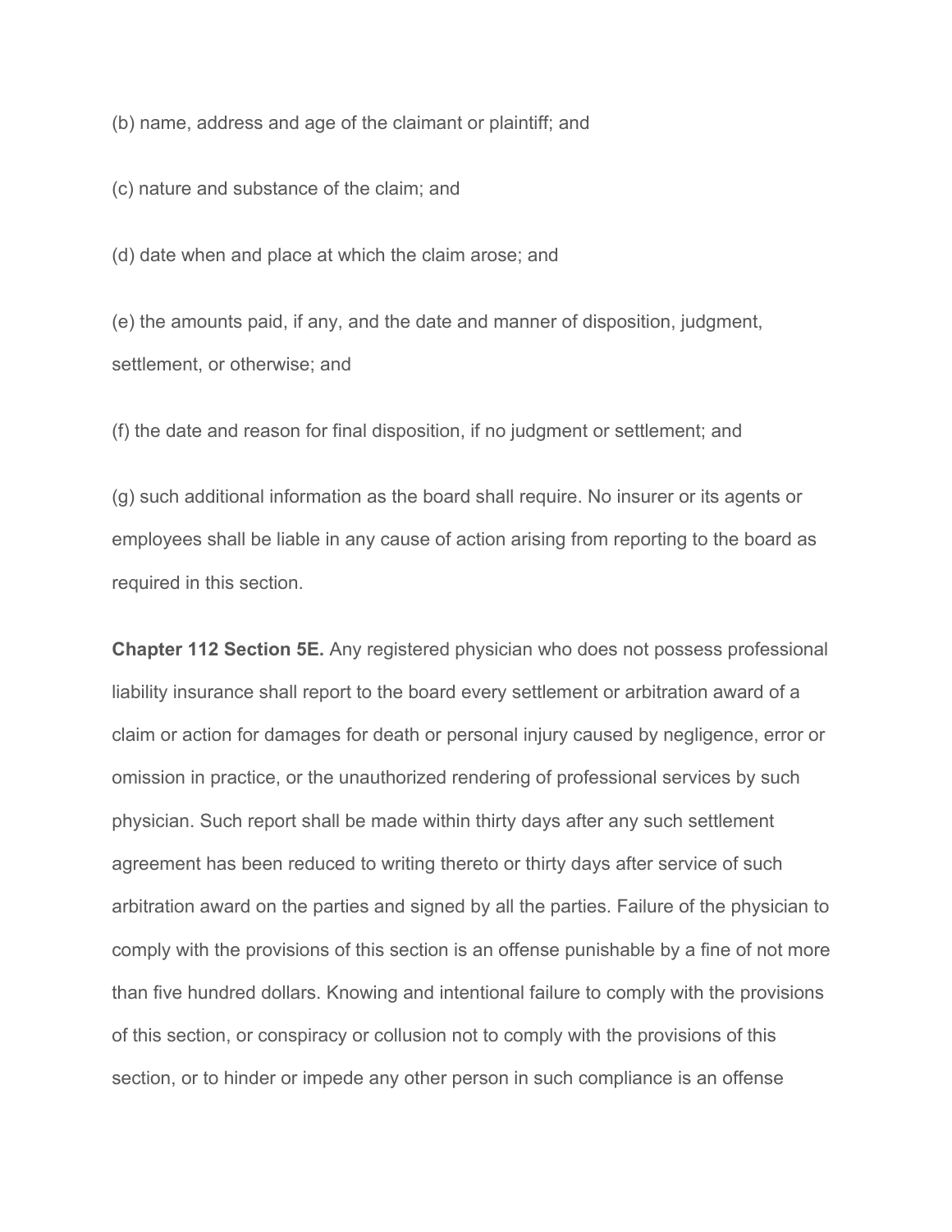(b) name, address and age of the claimant or plaintiff; and

(c) nature and substance of the claim; and

(d) date when and place at which the claim arose; and

(e) the amounts paid, if any, and the date and manner of disposition, judgment, settlement, or otherwise; and

(f) the date and reason for final disposition, if no judgment or settlement; and

(g) such additional information as the board shall require. No insurer or its agents or employees shall be liable in any cause of action arising from reporting to the board as required in this section.

**Chapter 112 Section 5E.** Any registered physician who does not possess professional liability insurance shall report to the board every settlement or arbitration award of a claim or action for damages for death or personal injury caused by negligence, error or omission in practice, or the unauthorized rendering of professional services by such physician. Such report shall be made within thirty days after any such settlement agreement has been reduced to writing thereto or thirty days after service of such arbitration award on the parties and signed by all the parties. Failure of the physician to comply with the provisions of this section is an offense punishable by a fine of not more than five hundred dollars. Knowing and intentional failure to comply with the provisions of this section, or conspiracy or collusion not to comply with the provisions of this section, or to hinder or impede any other person in such compliance is an offense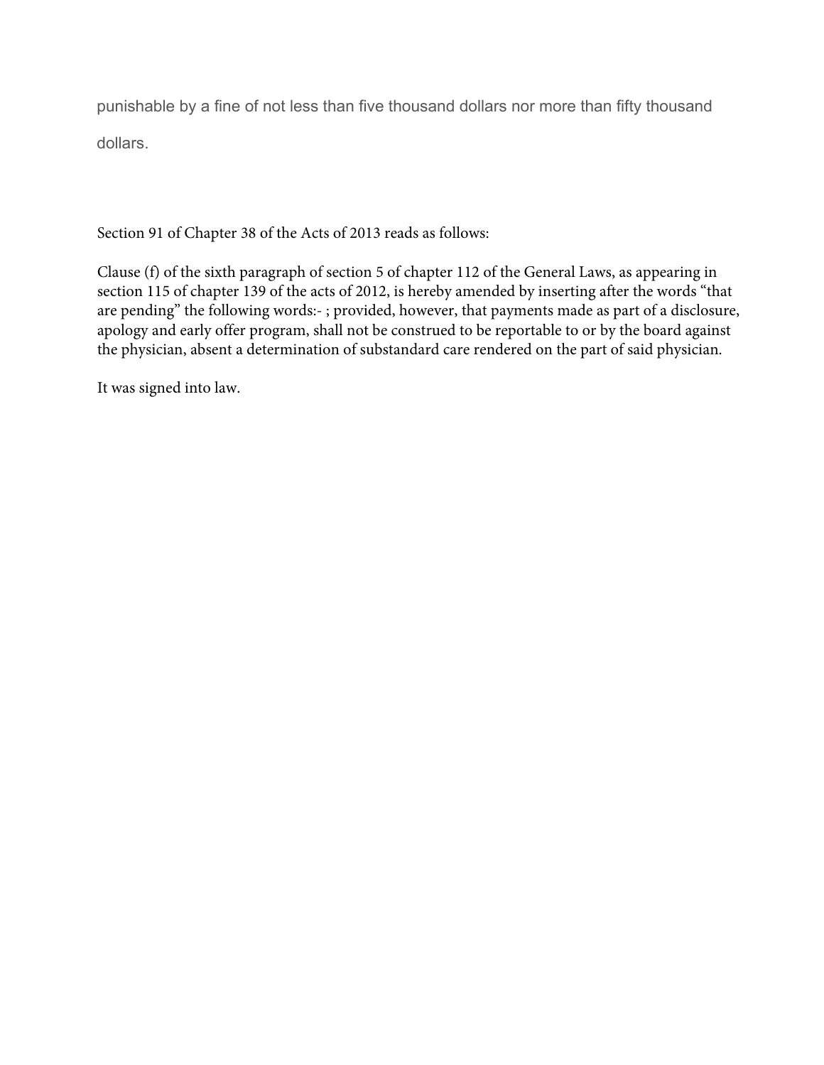punishable by a fine of not less than five thousand dollars nor more than fifty thousand dollars.

Section 91 of Chapter 38 of the Acts of 2013 reads as follows:

Clause (f) of the sixth paragraph of section 5 of chapter 112 of the General Laws, as appearing in section 115 of chapter 139 of the acts of 2012, is hereby amended by inserting after the words "that are pending" the following words:- ; provided, however, that payments made as part of a disclosure, apology and early offer program, shall not be construed to be reportable to or by the board against the physician, absent a determination of substandard care rendered on the part of said physician.

It was signed into law.